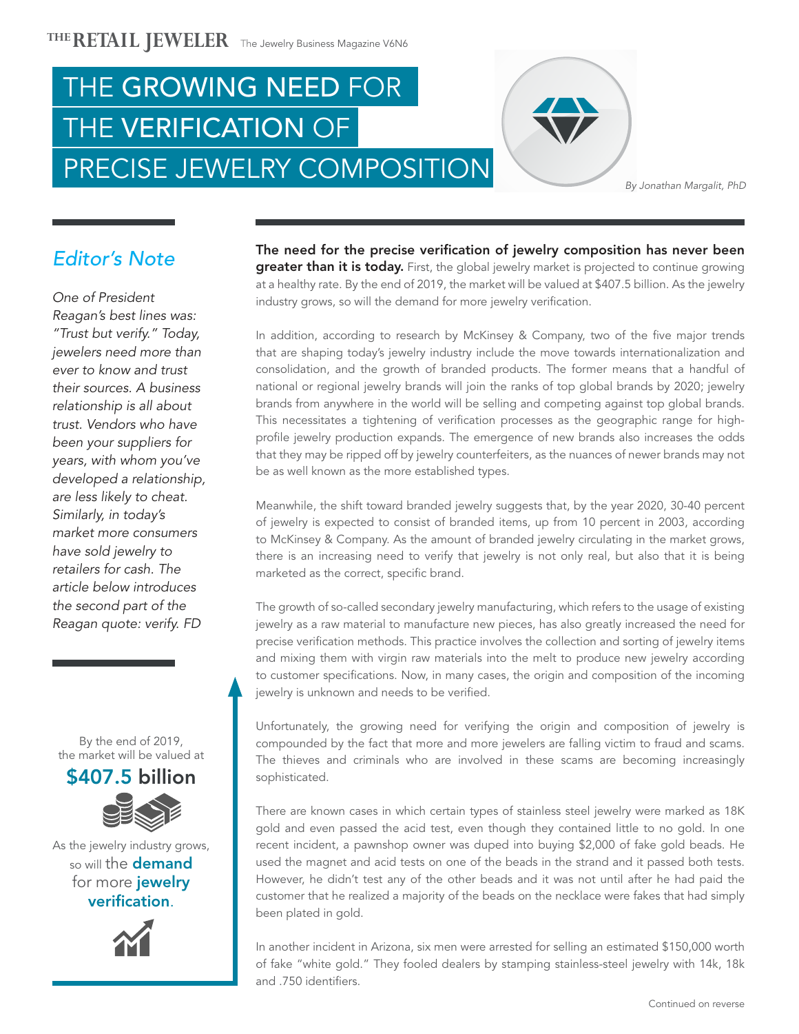THE RETAIL JEWELER The Jewelry Business Magazine V6N6

# THE GROWING NEED FOR THE VERIFICATION OF PRECISE JEWELRY COMPOSITION

*By Jonathan Margalit, PhD*

## *Editor's Note*

*One of President Reagan's best lines was: "Trust but verify." Today, jewelers need more than ever to know and trust their sources. A business relationship is all about trust. Vendors who have been your suppliers for years, with whom you've developed a relationship, are less likely to cheat. Similarly, in today's market more consumers have sold jewelry to retailers for cash. The article below introduces the second part of the Reagan quote: verify. FD*

By the end of 2019, the market will be valued at **$407.5 billion**

As the jewelry industry grows, so will the **demand** for more **jewelry verification**.

**The need for the precise verification of jewelry composition has never been greater than it is today.** First, the global jewelry market is projected to continue growing at a healthy rate. By the end of 2019, the market will be valued at $407.5 billion. As the jewelry industry grows, so will the demand for more jewelry verification.

In addition, according to research by McKinsey & Company, two of the five major trends that are shaping today's jewelry industry include the move towards internationalization and consolidation, and the growth of branded products. The former means that a handful of national or regional jewelry brands will join the ranks of top global brands by 2020; jewelry brands from anywhere in the world will be selling and competing against top global brands. This necessitates a tightening of verification processes as the geographic range for high-profile jewelry production expands. The emergence of new brands also increases the odds that they may be ripped off by jewelry counterfeiters, as the nuances of newer brands may not be as well known as the more established types.

Meanwhile, the shift toward branded jewelry suggests that, by the year 2020, 30-40 percent of jewelry is expected to consist of branded items, up from 10 percent in 2003, according to McKinsey & Company. As the amount of branded jewelry circulating in the market grows, there is an increasing need to verify that jewelry is not only real, but also that it is being marketed as the correct, specific brand.

The growth of so-called secondary jewelry manufacturing, which refers to the usage of existing jewelry as a raw material to manufacture new pieces, has also greatly increased the need for precise verification methods. This practice involves the collection and sorting of jewelry items and mixing them with virgin raw materials into the melt to produce new jewelry according to customer specifications. Now, in many cases, the origin and composition of the incoming jewelry is unknown and needs to be verified.

Unfortunately, the growing need for verifying the origin and composition of jewelry is compounded by the fact that more and more jewelers are falling victim to fraud and scams. The thieves and criminals who are involved in these scams are becoming increasingly sophisticated.

There are known cases in which certain types of stainless steel jewelry were marked as 18K gold and even passed the acid test, even though they contained little to no gold. In one recent incident, a pawnshop owner was duped into buying $2,000 of fake gold beads. He used the magnet and acid tests on one of the beads in the strand and it passed both tests. However, he didn't test any of the other beads and it was not until after he had paid the customer that he realized a majority of the beads on the necklace were fakes that had simply been plated in gold.

In another incident in Arizona, six men were arrested for selling an estimated $150,000 worth of fake "white gold." They fooled dealers by stamping stainless-steel jewelry with 14k, 18k and .750 identifiers.

Continued on reverse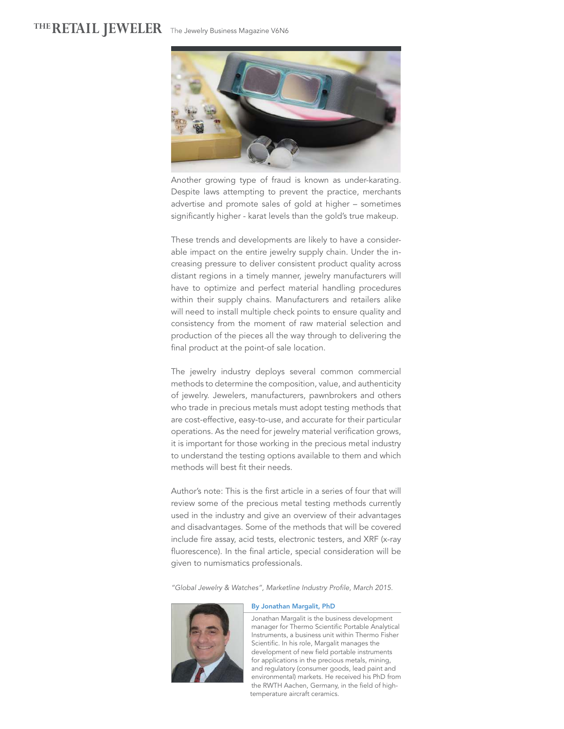Another growing type of fraud is known as under-karating. Despite laws attempting to prevent the practice, merchants advertise and promote sales of gold at higher – sometimes significantly higher - karat levels than the gold's true makeup.

These trends and developments are likely to have a considerable impact on the entire jewelry supply chain. Under the increasing pressure to deliver consistent product quality across distant regions in a timely manner, jewelry manufacturers will have to optimize and perfect material handling procedures within their supply chains. Manufacturers and retailers alike will need to install multiple check points to ensure quality and consistency from the moment of raw material selection and production of the pieces all the way through to delivering the final product at the point-of sale location.

The jewelry industry deploys several common commercial methods to determine the composition, value, and authenticity of jewelry. Jewelers, manufacturers, pawnbrokers and others who trade in precious metals must adopt testing methods that are cost-effective, easy-to-use, and accurate for their particular operations. As the need for jewelry material verification grows, it is important for those working in the precious metal industry to understand the testing options available to them and which methods will best fit their needs.

Author's note: This is the first article in a series of four that will review some of the precious metal testing methods currently used in the industry and give an overview of their advantages and disadvantages. Some of the methods that will be covered include fire assay, acid tests, electronic testers, and XRF (x-ray fluorescence). In the final article, special consideration will be given to numismatics professionals.

*"Global Jewelry & Watches", Marketline Industry Profile, March 2015.*

**By Jonathan Margalit, PhD**

Jonathan Margalit is the business development manager for Thermo Scientific Portable Analytical Instruments, a business unit within Thermo Fisher Scientific. In his role, Margalit manages the development of new field portable instruments for applications in the precious metals, mining, and regulatory (consumer goods, lead paint and environmental) markets. He received his PhD from the RWTH Aachen, Germany, in the field of high-temperature aircraft ceramics.